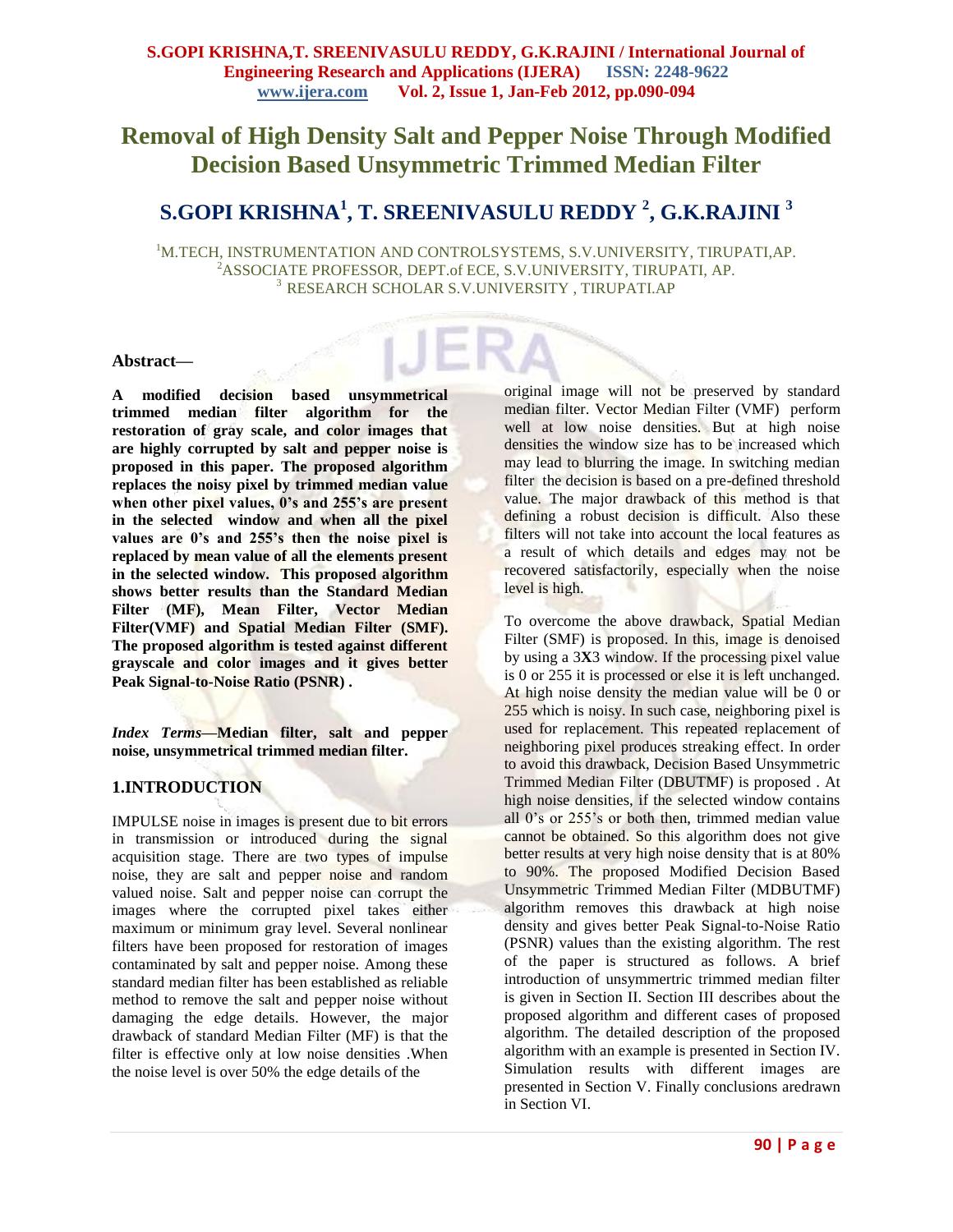# Removal of High Density Salt and Pepper Noise Through Modified Decision Based Unsymmetric Trimmed Median Filter

## S.GOPI KRISHNA[1], T. SREENIVASULU REDDY [2], G.K.RAJINI [3]

[1]M.TECH, INSTRUMENTATION AND CONTROLSYSTEMS, S.V.UNIVERSITY, TIRUPATI,AP.
[2]ASSOCIATE PROFESSOR, DEPT.of ECE, S.V.UNIVERSITY, TIRUPATI, AP.
[3] RESEARCH SCHOLAR S.V.UNIVERSITY , TIRUPATI.AP

### Abstract—

**A modified decision based unsymmetrical trimmed median filter algorithm for the restoration of gray scale, and color images that are highly corrupted by salt and pepper noise is proposed in this paper. The proposed algorithm replaces the noisy pixel by trimmed median value when other pixel values, 0's and 255's are present in the selected window and when all the pixel values are 0's and 255's then the noise pixel is replaced by mean value of all the elements present in the selected window. This proposed algorithm shows better results than the Standard Median Filter (MF), Mean Filter, Vector Median Filter(VMF) and Spatial Median Filter (SMF). The proposed algorithm is tested against different grayscale and color images and it gives better Peak Signal-to-Noise Ratio (PSNR) .**

***Index Terms*—Median filter, salt and pepper noise, unsymmetrical trimmed median filter.**

## 1.INTRODUCTION

IMPULSE noise in images is present due to bit errors in transmission or introduced during the signal acquisition stage. There are two types of impulse noise, they are salt and pepper noise and random valued noise. Salt and pepper noise can corrupt the images where the corrupted pixel takes either maximum or minimum gray level. Several nonlinear filters have been proposed for restoration of images contaminated by salt and pepper noise. Among these standard median filter has been established as reliable method to remove the salt and pepper noise without damaging the edge details. However, the major drawback of standard Median Filter (MF) is that the filter is effective only at low noise densities .When the noise level is over 50% the edge details of the original image will not be preserved by standard median filter. Vector Median Filter (VMF) perform well at low noise densities. But at high noise densities the window size has to be increased which may lead to blurring the image. In switching median filter the decision is based on a pre-defined threshold value. The major drawback of this method is that defining a robust decision is difficult. Also these filters will not take into account the local features as a result of which details and edges may not be recovered satisfactorily, especially when the noise level is high.

To overcome the above drawback, Spatial Median Filter (SMF) is proposed. In this, image is denoised by using a 3X3 window. If the processing pixel value is 0 or 255 it is processed or else it is left unchanged. At high noise density the median value will be 0 or 255 which is noisy. In such case, neighboring pixel is used for replacement. This repeated replacement of neighboring pixel produces streaking effect. In order to avoid this drawback, Decision Based Unsymmetric Trimmed Median Filter (DBUTMF) is proposed . At high noise densities, if the selected window contains all 0's or 255's or both then, trimmed median value cannot be obtained. So this algorithm does not give better results at very high noise density that is at 80% to 90%. The proposed Modified Decision Based Unsymmetric Trimmed Median Filter (MDBUTMF) algorithm removes this drawback at high noise density and gives better Peak Signal-to-Noise Ratio (PSNR) values than the existing algorithm. The rest of the paper is structured as follows. A brief introduction of unsymmertric trimmed median filter is given in Section II. Section III describes about the proposed algorithm and different cases of proposed algorithm. The detailed description of the proposed algorithm with an example is presented in Section IV. Simulation results with different images are presented in Section V. Finally conclusions aredrawn in Section VI.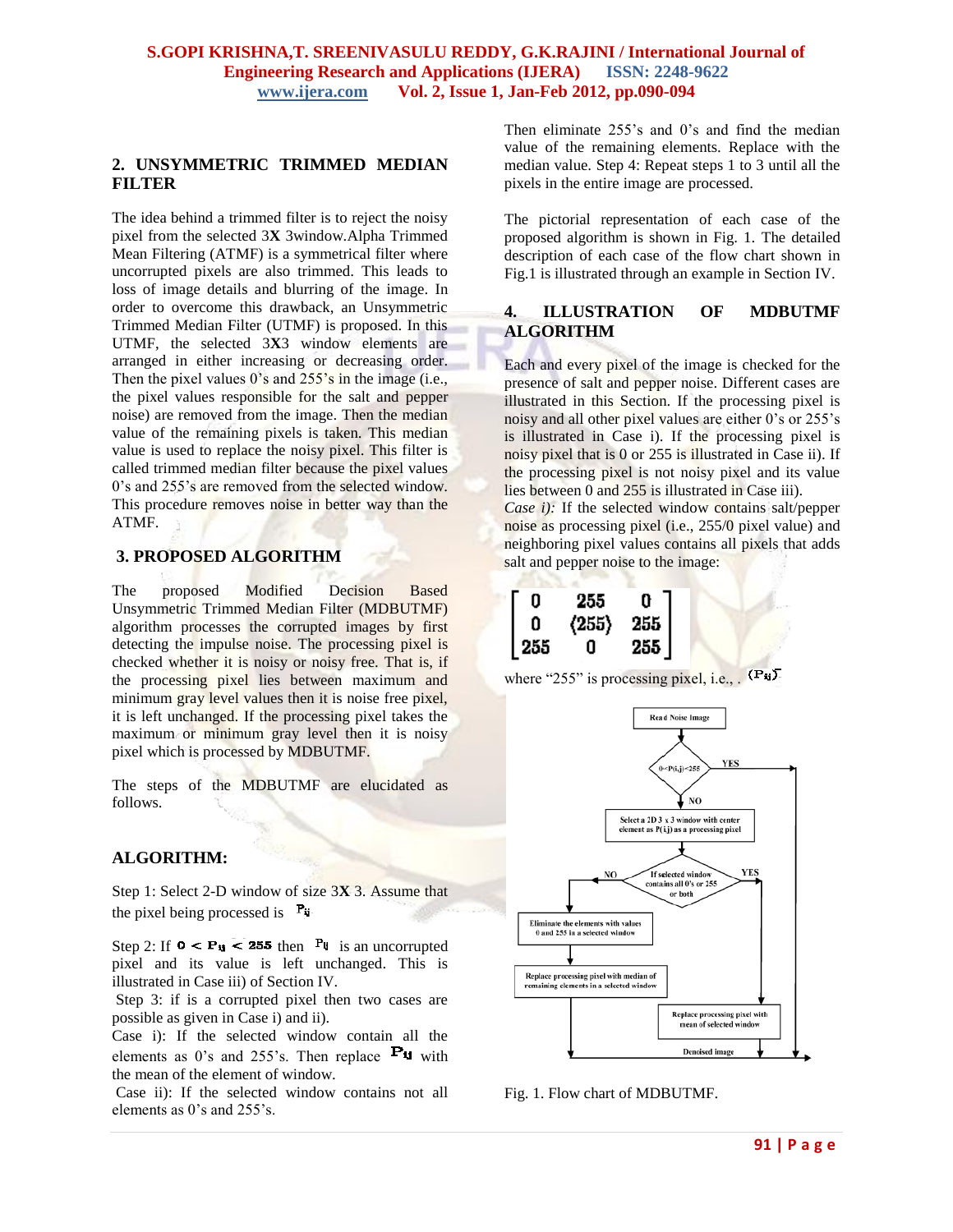## 2. UNSYMMETRIC TRIMMED MEDIAN FILTER

The idea behind a trimmed filter is to reject the noisy pixel from the selected 3**X** 3window.Alpha Trimmed Mean Filtering (ATMF) is a symmetrical filter where uncorrupted pixels are also trimmed. This leads to loss of image details and blurring of the image. In order to overcome this drawback, an Unsymmetric Trimmed Median Filter (UTMF) is proposed. In this UTMF, the selected 3**X**3 window elements are arranged in either increasing or decreasing order. Then the pixel values 0's and 255's in the image (i.e., the pixel values responsible for the salt and pepper noise) are removed from the image. Then the median value of the remaining pixels is taken. This median value is used to replace the noisy pixel. This filter is called trimmed median filter because the pixel values 0's and 255's are removed from the selected window. This procedure removes noise in better way than the ATMF.

## 3. PROPOSED ALGORITHM

The proposed Modified Decision Based Unsymmetric Trimmed Median Filter (MDBUTMF) algorithm processes the corrupted images by first detecting the impulse noise. The processing pixel is checked whether it is noisy or noisy free. That is, if the processing pixel lies between maximum and minimum gray level values then it is noise free pixel, it is left unchanged. If the processing pixel takes the maximum or minimum gray level then it is noisy pixel which is processed by MDBUTMF.

The steps of the MDBUTMF are elucidated as follows.

### ALGORITHM:

Step 1: Select 2-D window of size 3**X** 3. Assume that the pixel being processed is $P_{ij}$

Step 2: If $0 < P_{ij} < 255$ then $P_{ij}$ is an uncorrupted pixel and its value is left unchanged. This is illustrated in Case iii) of Section IV.

Step 3: if is a corrupted pixel then two cases are possible as given in Case i) and ii).

Case i): If the selected window contain all the elements as 0's and 255's. Then replace $P_{ij}$ with the mean of the element of window.

Case ii): If the selected window contains not all elements as 0's and 255's. Then eliminate 255's and 0's and find the median value of the remaining elements. Replace with the median value. Step 4: Repeat steps 1 to 3 until all the pixels in the entire image are processed.

The pictorial representation of each case of the proposed algorithm is shown in Fig. 1. The detailed description of each case of the flow chart shown in Fig.1 is illustrated through an example in Section IV.

## 4. ILLUSTRATION OF MDBUTMF ALGORITHM

Each and every pixel of the image is checked for the presence of salt and pepper noise. Different cases are illustrated in this Section. If the processing pixel is noisy and all other pixel values are either 0's or 255's is illustrated in Case i). If the processing pixel is noisy pixel that is 0 or 255 is illustrated in Case ii). If the processing pixel is not noisy pixel and its value lies between 0 and 255 is illustrated in Case iii).

*Case i):* If the selected window contains salt/pepper noise as processing pixel (i.e., 255/0 pixel value) and neighboring pixel values contains all pixels that adds salt and pepper noise to the image:

$$\begin{bmatrix} 0 & 255 & 0 \\ 0 & (255) & 255 \\ 255 & 0 & 255 \end{bmatrix}$$

where "255" is processing pixel, i.e., . $(P_{ij})$

Read Noise Image → $0<P(i,j)<255$? YES → Denoised image. NO → Select a 2D 3 x 3 window with center element as P(i,j) as a processing pixel → If selected window contains all 0's or 255 or both? YES → Replace processing pixel with mean of selected window → Denoised image. NO → Eliminate the elements with values 0 and 255 in a selected window → Replace processing pixel with median of remaining elements in a selected window → Denoised image.

Fig. 1. Flow chart of MDBUTMF.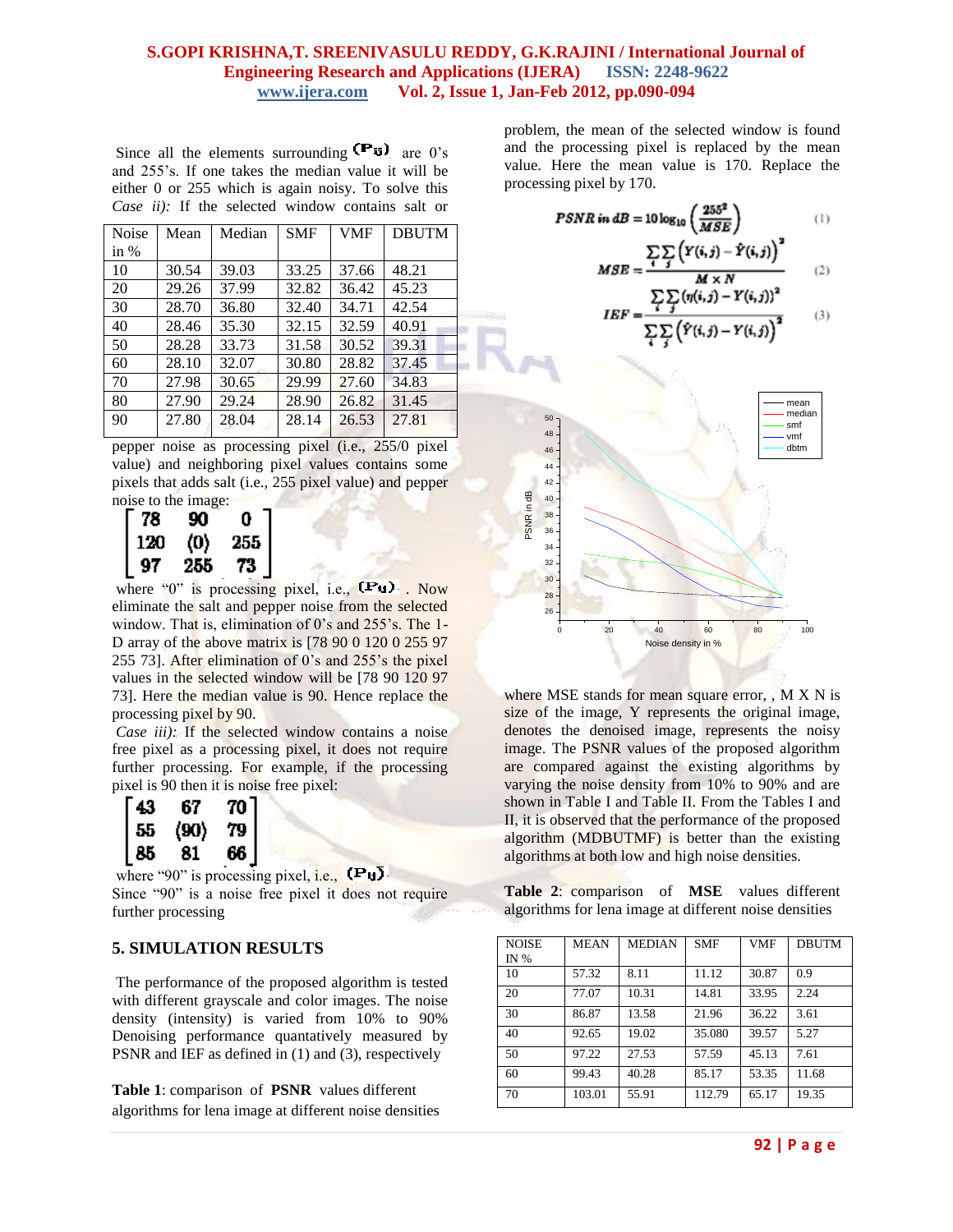Since all the elements surrounding $(P_{ij})$ are 0's and 255's. If one takes the median value it will be either 0 or 255 which is again noisy. To solve this *Case ii):* If the selected window contains salt or pepper noise as processing pixel (i.e., 255/0 pixel value) and neighboring pixel values contains some pixels that adds salt (i.e., 255 pixel value) and pepper noise to the image:

$$\begin{bmatrix} 78 & 90 & 0 \\ 120 & (0) & 255 \\ 97 & 255 & 73 \end{bmatrix}$$

where "0" is processing pixel, i.e., $(P_{ij})$. Now eliminate the salt and pepper noise from the selected window. That is, elimination of 0's and 255's. The 1-D array of the above matrix is [78 90 0 120 0 255 97 255 73]. After elimination of 0's and 255's the pixel values in the selected window will be [78 90 120 97 73]. Here the median value is 90. Hence replace the processing pixel by 90.

*Case iii):* If the selected window contains a noise free pixel as a processing pixel, it does not require further processing. For example, if the processing pixel is 90 then it is noise free pixel:

$$\begin{bmatrix} 43 & 67 & 70 \\ 55 & (90) & 79 \\ 85 & 81 & 66 \end{bmatrix}$$

where "90" is processing pixel, i.e., $(P_{ij})$.

Since "90" is a noise free pixel it does not require further processing

## 5. SIMULATION RESULTS

The performance of the proposed algorithm is tested with different grayscale and color images. The noise density (intensity) is varied from 10% to 90% Denoising performance quantatively measured by PSNR and IEF as defined in (1) and (3), respectively

**Table 1**: comparison of **PSNR** values different algorithms for lena image at different noise densities

| Noise in % | Mean | Median | SMF | VMF | DBUTM |
|---|---|---|---|---|---|
| 10 | 30.54 | 39.03 | 33.25 | 37.66 | 48.21 |
| 20 | 29.26 | 37.99 | 32.82 | 36.42 | 45.23 |
| 30 | 28.70 | 36.80 | 32.40 | 34.71 | 42.54 |
| 40 | 28.46 | 35.30 | 32.15 | 32.59 | 40.91 |
| 50 | 28.28 | 33.73 | 31.58 | 30.52 | 39.31 |
| 60 | 28.10 | 32.07 | 30.80 | 28.82 | 37.45 |
| 70 | 27.98 | 30.65 | 29.99 | 27.60 | 34.83 |
| 80 | 27.90 | 29.24 | 28.90 | 26.82 | 31.45 |
| 90 | 27.80 | 28.04 | 28.14 | 26.53 | 27.81 |

problem, the mean of the selected window is found and the processing pixel is replaced by the mean value. Here the mean value is 170. Replace the processing pixel by 170.

$$PSNR\ in\ dB = 10\log_{10}\left(\frac{255^2}{MSE}\right) \quad (1)$$

$$MSE = \frac{\sum_i\sum_j\left(Y(i,j) - \hat{Y}(i,j)\right)^2}{M \times N} \quad (2)$$

$$IEF = \frac{\sum_i\sum_j\left(\eta(i,j) - Y(i,j)\right)^2}{\sum_i\sum_j\left(\hat{Y}(i,j) - Y(i,j)\right)^2} \quad (3)$$

where MSE stands for mean square error, , M X N is size of the image, Y represents the original image, denotes the denoised image, represents the noisy image. The PSNR values of the proposed algorithm are compared against the existing algorithms by varying the noise density from 10% to 90% and are shown in Table I and Table II. From the Tables I and II, it is observed that the performance of the proposed algorithm (MDBUTMF) is better than the existing algorithms at both low and high noise densities.

**Table 2**: comparison of **MSE** values different algorithms for lena image at different noise densities

| NOISE IN % | MEAN | MEDIAN | SMF | VMF | DBUTM |
|---|---|---|---|---|---|
| 10 | 57.32 | 8.11 | 11.12 | 30.87 | 0.9 |
| 20 | 77.07 | 10.31 | 14.81 | 33.95 | 2.24 |
| 30 | 86.87 | 13.58 | 21.96 | 36.22 | 3.61 |
| 40 | 92.65 | 19.02 | 35.080 | 39.57 | 5.27 |
| 50 | 97.22 | 27.53 | 57.59 | 45.13 | 7.61 |
| 60 | 99.43 | 40.28 | 85.17 | 53.35 | 11.68 |
| 70 | 103.01 | 55.91 | 112.79 | 65.17 | 19.35 |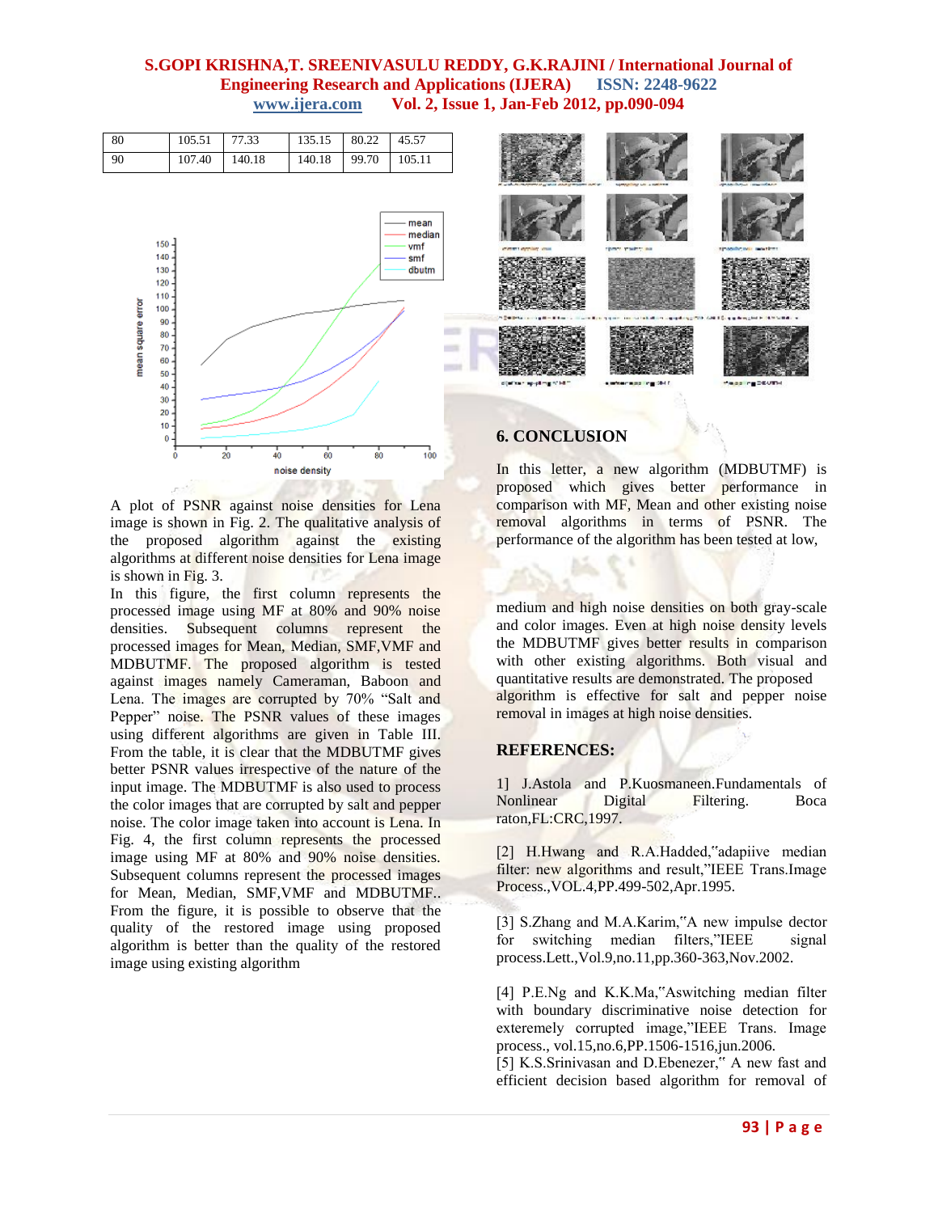| 80 | 105.51 | 77.33 | 135.15 | 80.22 | 45.57 |
|---|---|---|---|---|---|
| 90 | 107.40 | 140.18 | 140.18 | 99.70 | 105.11 |

A plot of PSNR against noise densities for Lena image is shown in Fig. 2. The qualitative analysis of the proposed algorithm against the existing algorithms at different noise densities for Lena image is shown in Fig. 3.

In this figure, the first column represents the processed image using MF at 80% and 90% noise densities. Subsequent columns represent the processed images for Mean, Median, SMF,VMF and MDBUTMF. The proposed algorithm is tested against images namely Cameraman, Baboon and Lena. The images are corrupted by 70% "Salt and Pepper" noise. The PSNR values of these images using different algorithms are given in Table III. From the table, it is clear that the MDBUTMF gives better PSNR values irrespective of the nature of the input image. The MDBUTMF is also used to process the color images that are corrupted by salt and pepper noise. The color image taken into account is Lena. In Fig. 4, the first column represents the processed image using MF at 80% and 90% noise densities. Subsequent columns represent the processed images for Mean, Median, SMF,VMF and MDBUTMF.. From the figure, it is possible to observe that the quality of the restored image using proposed algorithm is better than the quality of the restored image using existing algorithm

## 6. CONCLUSION

In this letter, a new algorithm (MDBUTMF) is proposed which gives better performance in comparison with MF, Mean and other existing noise removal algorithms in terms of PSNR. The performance of the algorithm has been tested at low, medium and high noise densities on both gray-scale and color images. Even at high noise density levels the MDBUTMF gives better results in comparison with other existing algorithms. Both visual and quantitative results are demonstrated. The proposed algorithm is effective for salt and pepper noise removal in images at high noise densities.

## REFERENCES:

1] J.Astola and P.Kuosmaneen.Fundamentals of Nonlinear Digital Filtering. Boca raton,FL:CRC,1997.

[2] H.Hwang and R.A.Hadded,"adapiive median filter: new algorithms and result,"IEEE Trans.Image Process.,VOL.4,PP.499-502,Apr.1995.

[3] S.Zhang and M.A.Karim,"A new impulse dector for switching median filters,"IEEE signal process.Lett.,Vol.9,no.11,pp.360-363,Nov.2002.

[4] P.E.Ng and K.K.Ma,"Aswitching median filter with boundary discriminative noise detection for exteremely corrupted image,"IEEE Trans. Image process., vol.15,no.6,PP.1506-1516,jun.2006.

[5] K.S.Srinivasan and D.Ebenezer," A new fast and efficient decision based algorithm for removal of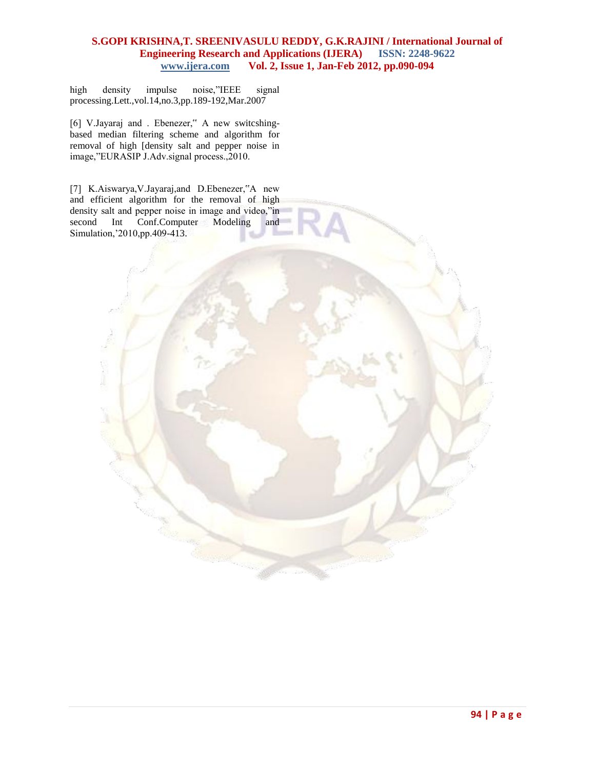high density impulse noise,"IEEE signal processing.Lett.,vol.14,no.3,pp.189-192,Mar.2007

[6] V.Jayaraj and . Ebenezer," A new switcshing-based median filtering scheme and algorithm for removal of high [density salt and pepper noise in image,"EURASIP J.Adv.signal process.,2010.

[7] K.Aiswarya,V.Jayaraj,and D.Ebenezer,"A new and efficient algorithm for the removal of high density salt and pepper noise in image and video,"in second Int Conf.Computer Modeling and Simulation,'2010,pp.409-413.